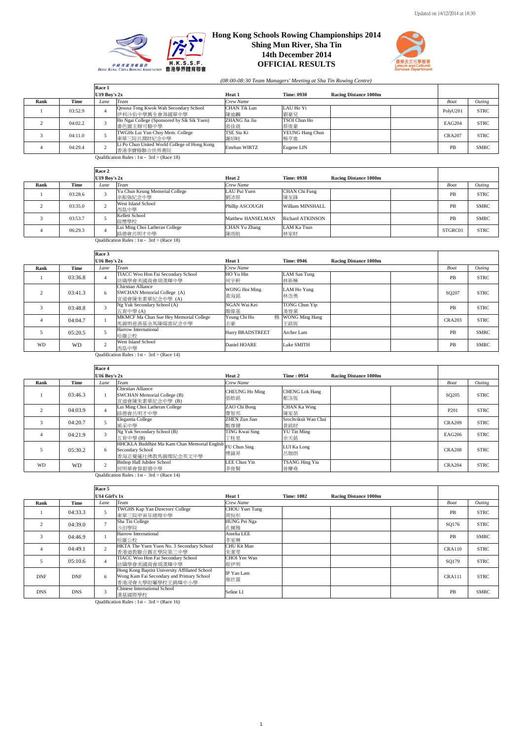Updated on 14/12/2014 at 18:30

# Hong Kong Schools Rowing Championships 2014
## Shing Mun River, Sha Tin
## 14th December 2014
## OFFICIAL RESULTS

*(08:00-08:30 Team Managers' Meeting at Sha Tin Rowing Centre)*

**Race 1** — U19 Boy's 2x — Heat 1 — Time: 0930 — Racing Distance 1000m

| Rank | Time | Lane | Team | Crew Name | | | | Boat | Outing |
|---|---|---|---|---|---|---|---|---|---|
| 1 | 03:52.9 | 4 | Qesosa Tong Kwok Wah Secondary School 伊利沙伯中學舊生會湯國華中學 | CHAN Tik Lun 陳迪麟 | LAU Ho Yi 劉豪兒 | | | PolyU201 | STRC |
| 2 | 04:02.2 | 3 | Ho Ngai College (Sponsored by Sik Sik Yuen) 嗇色園主辦可藝中學 | ZHANG Jia Jiu 張佳就 | TSOI Chun Ho 蔡俊豪 | | | EAG204 | STRC |
| 3 | 04:11.0 | 5 | TWGHs Lui Yun Choy Mem. College 東華三院呂潤財紀念中學 | TSE Siu Ki 謝紹岐 | YEUNG Hang Chun 楊亨進 | | | CRA207 | STRC |
| 4 | 04:29.4 | 2 | Li Po Chun United World College of Hong Kong 香港李寶椿聯合世界書院 | Esteban WIRTZ | Eugene LIN | | | PB | SMRC |

Qualification Rules : 1st - 3rd > (Race 18)

**Race 2** — U19 Boy's 2x — Heat 2 — Time: 0938 — Racing Distance 1000m

| Rank | Time | Lane | Team | Crew Name | | | | Boat | Outing |
|---|---|---|---|---|---|---|---|---|---|
| 1 | 03:28.6 | 3 | Yu Chun Keung Memerial College 余振強紀念中學 | LAU Pui Yuen 劉沛原 | CHAN Chi Fung 陳至鋒 | | | PB | STRC |
| 2 | 03:35.0 | 2 | West Island School 西島中學 | Phillip ASCOUGH | William MINSHALL | | | PB | SMRC |
| 3 | 03:53.7 | 5 | Kellett School 啟歷學校 | Matthew HANSELMAN | Richard ATKINSON | | | PB | SMRC |
| 4 | 06:29.3 | 4 | Lui Ming Choi Latheran College 路德會呂明才中學 | CHAN Yu Zhang 陳雨航 | LAM Ka Tsun 林家財 | | | STGRC01 | STRC |

Qualification Rules : 1st - 3rd > (Race 18)

**Race 3** — U16 Boy's 2x — Heat 1 — Time: 0946 — Racing Distance 1000m

| Rank | Time | Lane | Team | Crew Name | | | | Boat | Outing |
|---|---|---|---|---|---|---|---|---|---|
| 1 | 03:36.8 | 4 | TIACC Woo Hon Fai Secondary School 紡織學會美國商會胡漢輝中學 | HO Yu Hin 何宇軒 | LAM San Tung 林新棟 | | | PB | STRC |
| 2 | 03:41.3 | 6 | Chirstian Alliance SWCHAN Memorial College (A) 宣道會陳朱素華紀念中學 (A) | WONG Hoi Ming 黃海銘 | LAM Ho Yung 林浩勇 | | | SQ207 | STRC |
| 3 | 03:48.8 | 3 | Ng Yuk Secondary School (A) 五育中學 (A) | NGAN Wai Kei 顏偉基 | TONG Chun Yip 湯晉業 | | | PB | STRC |
| 4 | 04:04.7 | 1 | MKMCF Ma Chan Sue Hey Memorial College 馬錦明慈善基金馬陳端喜紀念中學 | Yeung Chi Ho 楊志豪 | WONG Ming Hang 王銘恆 | | | CRA203 | STRC |
| 5 | 05:20.5 | 5 | Harrow International 哈羅公校 | Harry BRADSTREET | Archer Lam | | | PB | SMRC |
| WD | WD | 2 | West Island School 西島中學 | Daniel HOARE | Luke SMITH | | | PB | SMRC |

Qualification Rules : 1st - 3rd > (Race 14)

**Race 4** — U16 Boy's 2x — Heat 2 — Time : 0954 — Racing Distance 1000m

| Rank | Time | Lane | Team | Crew Name | | | | Boat | Outing |
|---|---|---|---|---|---|---|---|---|---|
| 1 | 03:46.3 | 1 | Chirstian Alliance SWCHAN Memorial College (B) 宣道會陳朱素華紀念中學 (B) | CHEUNG Ho Ming 張皓銘 | CHENG Lok Hang 鄭洛恆 | | | SQ205 | STRC |
| 2 | 04:03.9 | 4 | Lui Ming Choi Latheran College 路德會呂明才中學 | ZAO Chi Bong 曹智邦 | CHAN Ka Wing 陳家榮 | | | P201 | STRC |
| 3 | 04:20.7 | 5 | Elegantia College 風采中學 | ZHEN Zun Jian 甄尊健 | Srochviksit Wan Chai 黃銘財 | | | CRA209 | STRC |
| 4 | 04:21.9 | 3 | Ng Yuk Secondary School (B) 五育中學 (B) | TING Kwai Sing 丁桂星 | YU Tin Ming 余天銘 | | | EAG206 | STRC |
| 5 | 05:30.2 | 6 | HHCKLA Buddhist Ma Kam Chan Memorial English Secondary School 香海正覺蓮社佛教馬錦燦紀念英文中學 | FU Chun Sing 傅鎮昇 | LUI Ka Long 呂珈朗 | | | CRA208 | STRC |
| WD | WD | 2 | Bishop Hall Jubilee School 何明華會督銀禧中學 | LEE Chun Yin 李俊賢 | TSANG Hing Yiu 曾慶堯 | | | CRA204 | STRC |

Qualification Rules : 1st - 3rd > (Race 14)

**Race 5** — U14 Girl's 1x — Heat 1 — Time: 1002 — Racing Distance 1000m

| Rank | Time | Lane | Team | Crew Name | | | | Boat | Outing |
|---|---|---|---|---|---|---|---|---|---|
| 1 | 04:33.3 | 5 | TWGHS Kap Yan Directors' College 東華三院甲寅年總理中學 | CHOU Yuet Tung 周悅彤 | | | | PB | STRC |
| 2 | 04:39.0 | 7 | Sha Tin College 沙田學院 | HUNG Pei Nga 孔佩雅 | | | | SQ176 | STRC |
| 3 | 04:46.9 | 1 | Harrow International 哈羅公校 | Amelia LEE 李家琳 | | | | PB | SMRC |
| 4 | 04:49.1 | 2 | HKTA The Yuen Yuen No. 3 Secondary School 香港道教聯合圓玄學院第三中學 | CHU Kit Man 朱潔雯 | | | | CRA110 | STRC |
| 5 | 05:10.6 | 4 | TIACC Woo Hon Fai Secondary School 紡織學會美國商會胡漢輝中學 | CHOI Yee Wan 蔡伊明 | | | | SQ179 | STRC |
| DNF | DNF | 6 | Hong Kong Baptist University Affiliated School Wong Kam Fai Secondary and Primary School 香港浸會大學附屬學校王錦輝中小學 | IP Yan Lam 葉欣霖 | | | | CRA111 | STRC |
| DNS | DNS | 3 | Chinese International School 漢基國際學校 | Seline LI | | | | PB | SMRC |

Qualification Rules : 1st - 3rd > (Race 16)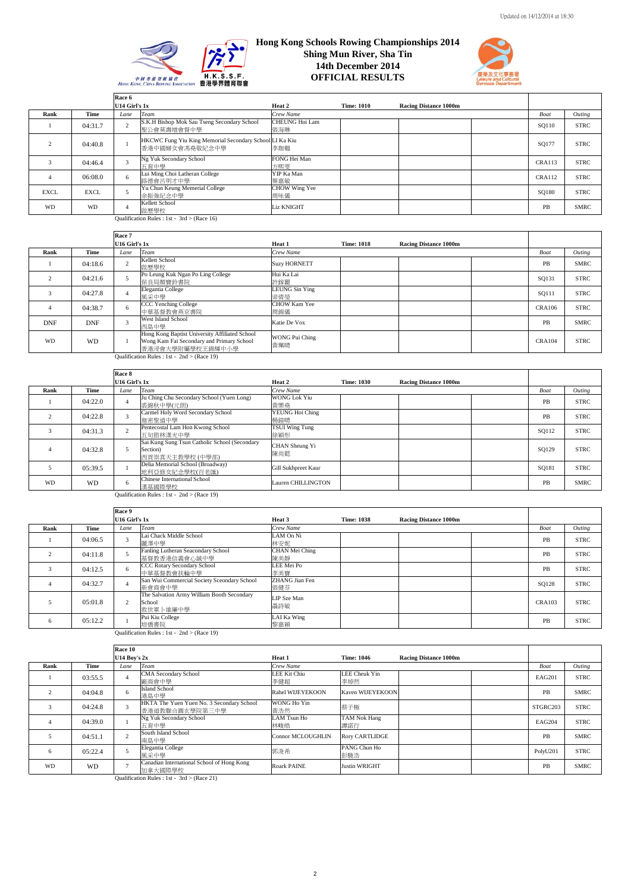Updated on 14/12/2014 at 18:30

# Hong Kong Schools Rowing Championships 2014
## Shing Mun River, Sha Tin
## 14th December 2014
## OFFICIAL RESULTS

**Race 6** — U14 Girl's 1x — Heat 2 — Time: 1010 — Racing Distance 1000m

| Rank | Time | Lane | Team | Crew Name | | | Boat | Outing |
|---|---|---|---|---|---|---|---|---|
| 1 | 04:31.7 | 2 | S.K.H Bishop Mok Sau Tseng Secondary School 聖公會莫壽增會督中學 | CHEUNG Hoi Lam 張海琳 | | | SQ110 | STRC |
| 2 | 04:40.8 | 1 | HKCWC Fung Yiu King Memorial Secondary School 香港中國婦女會馮堯敬紀念中學 | LI Ka Kiu 李珈翹 | | | SQ177 | STRC |
| 3 | 04:46.4 | 3 | Ng Yuk Secondary School 五育中學 | FONG Hei Man 方熙雯 | | | CRA113 | STRC |
| 4 | 06:08.0 | 6 | Lui Ming Choi Latheran College 路德會呂明才中學 | YIP Ka Man 葉嘉敏 | | | CRA112 | STRC |
| EXCL | EXCL | 5 | Yu Chun Keung Memerial College 余振強紀念中學 | CHOW Wing Yee 周咏儀 | | | SQ180 | STRC |
| WD | WD | 4 | Kellett School 啟歷學校 | Liz KNIGHT | | | PB | SMRC |

Qualification Rules : 1st - 3rd > (Race 16)

**Race 7** — U16 Girl's 1x — Heat 1 — Time: 1018 — Racing Distance 1000m

| Rank | Time | Lane | Team | Crew Name | | | Boat | Outing |
|---|---|---|---|---|---|---|---|---|
| 1 | 04:18.6 | 2 | Kellett School 啟歷學校 | Suzy HORNETT | | | PB | SMRC |
| 2 | 04:21.6 | 5 | Po Leung Kuk Ngan Po Ling College 保良局顏寶鈴書院 | Hui Ka Lai 許鎵麗 | | | SQ131 | STRC |
| 3 | 04:27.8 | 4 | Elegantia College 風采中學 | LEUNG Sin Ying 梁倩瑩 | | | SQ111 | STRC |
| 4 | 04:38.7 | 6 | CCC Yenching College 中華基督教會燕京書院 | CHOW Kam Yee 周錦儀 | | | CRA106 | STRC |
| DNF | DNF | 3 | West Island School 西島中學 | Katie De Vox | | | PB | SMRC |
| WD | WD | 1 | Hong Kong Baptist University Affiliated School Wong Kam Fai Secondary and Primary School 香港浸會大學附屬學校王錦輝中小學 | WONG Pui Ching 黃珮晴 | | | CRA104 | STRC |

Qualification Rules : 1st - 2nd > (Race 19)

**Race 8** — U16 Girl's 1x — Heat 2 — Time: 1030 — Racing Distance 1000m

| Rank | Time | Lane | Team | Crew Name | | | Boat | Outing |
|---|---|---|---|---|---|---|---|---|
| 1 | 04:22.0 | 4 | Ju Ching Chu Secondary School (Yuen Long) 裘錦秋中學(元朗) | WONG Lok Yiu 黃樂堯 | | | PB | STRC |
| 2 | 04:22.8 | 3 | Carmel Holy Word Secondary School 迦密聖道中學 | YEUNG Hoi Ching 楊鎧晴 | | | PB | STRC |
| 3 | 04:31.3 | 2 | Pentecostal Lam Hon Kwong School 五旬節林漢光中學 | TSUI Wing Tung 徐穎彤 | | | SQ112 | STRC |
| 4 | 04:32.8 | 5 | Sai Kung Sung Tsun Catholic School (Secondary Section) 西貢崇真天主教學校 (中學部) | CHAN Sheung Yi 陳尚懿 | | | SQ129 | STRC |
| 5 | 05:39.5 | 1 | Delia Memorial School (Broadway) 地利亞修女紀念學校(百老匯) | Gill Sukhpreet Kaur | | | SQ181 | STRC |
| WD | WD | 6 | Chinese International School 漢基國際學校 | Lauren CHILLINGTON | | | PB | SMRC |

Qualification Rules : 1st - 2nd > (Race 19)

**Race 9** — U16 Girl's 1x — Heat 3 — Time: 1038 — Racing Distance 1000m

| Rank | Time | Lane | Team | Crew Name | | | Boat | Outing |
|---|---|---|---|---|---|---|---|---|
| 1 | 04:06.5 | 3 | Lai Chack Middle School 麗澤中學 | LAM On Ni 林安妮 | | | PB | STRC |
| 2 | 04:11.8 | 5 | Fanling Lutheran Seacondary School 基督教香港信義會心誠中學 | CHAN Mei Ching 陳美靜 | | | PB | STRC |
| 3 | 04:12.5 | 6 | CCC Rotary Secondary School 中華基督教會扶輪中學 | LEE Mei Po 李美寶 | | | PB | STRC |
| 4 | 04:32.7 | 4 | San Wui Commercial Society Sceondary School 新會商會中學 | ZHANG Jian Fen 張健芬 | | | SQ128 | STRC |
| 5 | 05:01.8 | 2 | The Salvation Army William Booth Secondary School 救世軍卜維廉中學 | LIP Sze Man 聶詩敏 | | | CRA103 | STRC |
| 6 | 05:12.2 | 1 | Pui Kiu College 培僑書院 | LAI Ka Wing 黎嘉穎 | | | PB | STRC |

Qualification Rules : 1st - 2nd > (Race 19)

**Race 10** — U14 Boy's 2x — Heat 1 — Time: 1046 — Racing Distance 1000m

| Rank | Time | Lane | Team | Crew Name | | | Boat | Outing |
|---|---|---|---|---|---|---|---|---|
| 1 | 03:55.5 | 4 | CMA Secondary School 廠商會中學 | LEE Kit Chiu 李健超 | LEE Cheuk Yin 李焯然 | | EAG201 | STRC |
| 2 | 04:04.8 | 6 | Island School 港島中學 | Rahel WIJEYEKOON | Kaven WIJEYEKOON | | PB | SMRC |
| 3 | 04:24.8 | 3 | HKTA The Yuen Yuen No. 3 Secondary School 香港道教聯合圓玄學院第三中學 | WONG Ho Yin 黃浩然 | 蔡子楠 | | STGRC203 | STRC |
| 4 | 04:39.0 | 1 | Ng Yuk Secondary School 五育中學 | LAM Tsun Ho 林峻皓 | TAM Nok Hang 譚諾行 | | EAG204 | STRC |
| 5 | 04:51.1 | 2 | South Island School 南島中學 | Connor MCLOUGHLIN | Rory CARTLIDGE | | PB | SMRC |
| 6 | 05:22.4 | 5 | Elegantia College 風采中學 | 郭浚希 | PANG Chun Ho 彭駿浩 | | PolyU201 | STRC |
| WD | WD | 7 | Canadian International School of Hong Kong 加拿大國際學校 | Roark PAINE | Justin WRIGHT | | PB | SMRC |

Qualification Rules : 1st - 3rd > (Race 21)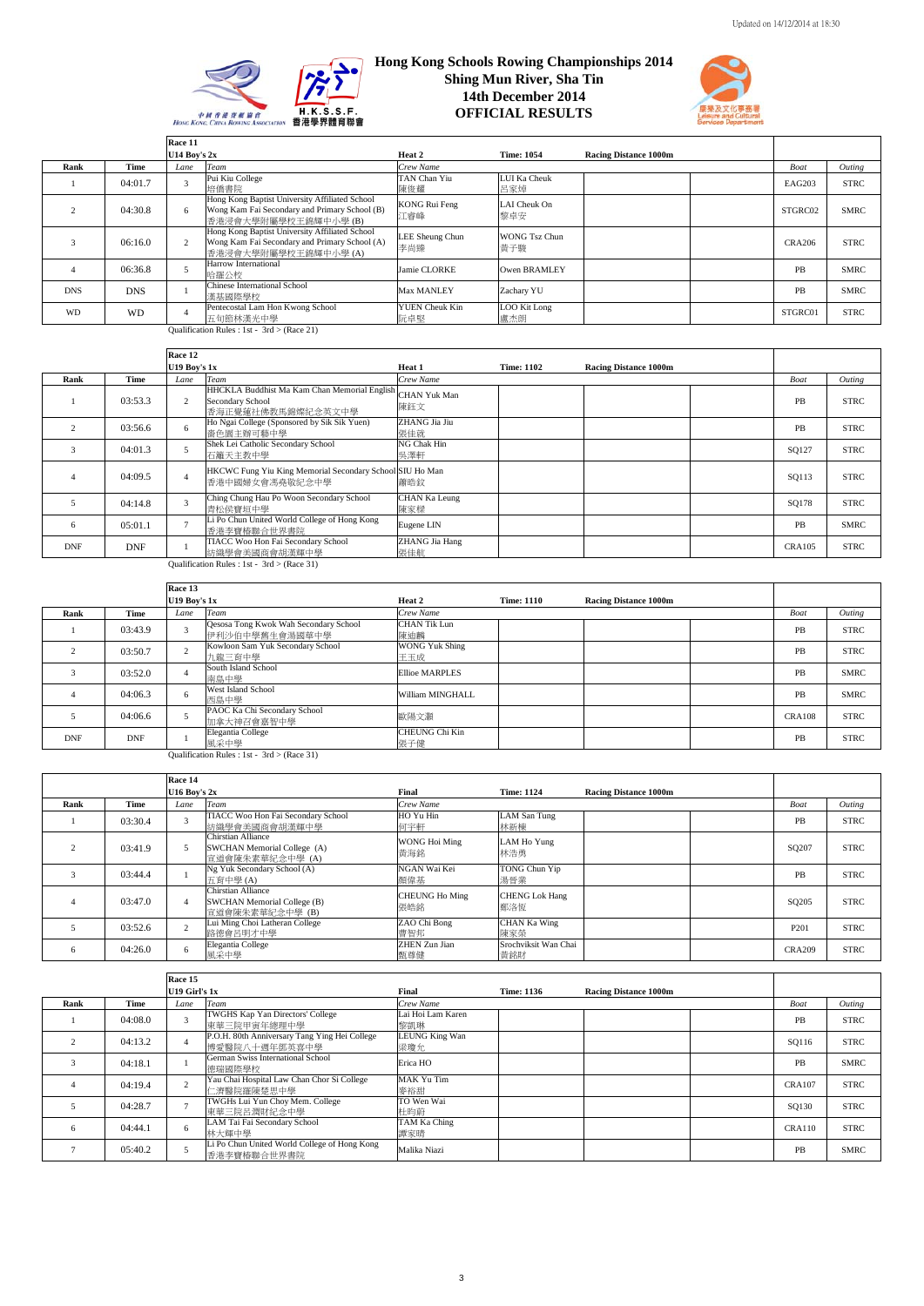Updated on 14/12/2014 at 18:30

# Hong Kong Schools Rowing Championships 2014
## Shing Mun River, Sha Tin
## 14th December 2014
## OFFICIAL RESULTS

**Race 11 — U14 Boy's 2x — Heat 2 — Time: 1054 — Racing Distance 1000m**

| Rank | Time | Lane | Team | Crew Name | | | | Boat | Outing |
|---|---|---|---|---|---|---|---|---|---|
| 1 | 04:01.7 | 3 | Pui Kiu College 培僑書院 | TAN Chan Yiu 陳俊耀 | LUI Ka Cheuk 呂家焯 | | | EAG203 | STRC |
| 2 | 04:30.8 | 6 | Hong Kong Baptist University Affiliated School Wong Kam Fai Secondary and Primary School (B) 香港浸會大學附屬學校王錦輝中小學 (B) | KONG Rui Feng 江睿峰 | LAI Cheuk On 黎卓安 | | | STGRC02 | SMRC |
| 3 | 06:16.0 | 2 | Hong Kong Baptist University Affiliated School Wong Kam Fai Secondary and Primary School (A) 香港浸會大學附屬學校王錦輝中小學 (A) | LEE Sheung Chun 李尚臻 | WONG Tsz Chun 黃子駿 | | | CRA206 | STRC |
| 4 | 06:36.8 | 5 | Harrow International 哈羅公校 | Jamie CLORKE | Owen BRAMLEY | | | PB | SMRC |
| DNS | DNS | 1 | Chinese International School 漢基國際學校 | Max MANLEY | Zachary YU | | | PB | SMRC |
| WD | WD | 4 | Pentecostal Lam Hon Kwong School 五旬節林漢光中學 | YUEN Cheuk Kin 阮卓堅 | LOO Kit Long 盧杰朗 | | | STGRC01 | STRC |

Qualification Rules : 1st - 3rd > (Race 21)

**Race 12 — U19 Boy's 1x — Heat 1 — Time: 1102 — Racing Distance 1000m**

| Rank | Time | Lane | Team | Crew Name | | | | Boat | Outing |
|---|---|---|---|---|---|---|---|---|---|
| 1 | 03:53.3 | 2 | HHCKLA Buddhist Ma Kam Chan Memorial English Secondary School 香海正覺蓮社佛教馬錦燦紀念英文中學 | CHAN Yuk Man 陳鈺文 | | | | PB | STRC |
| 2 | 03:56.6 | 6 | Ho Ngai College (Sponsored by Sik Sik Yuen) 嗇色園主辦可藝中學 | ZHANG Jia Jiu 張佳就 | | | | PB | STRC |
| 3 | 04:01.3 | 5 | Shek Lei Catholic Secondary School 石籬天主教中學 | NG Chak Hin 吳澤軒 | | | | SQ127 | STRC |
| 4 | 04:09.5 | 4 | HKCWC Fung Yiu King Memorial Secondary School 香港中國婦女會馮堯敬紀念中學 | SIU Ho Man 蕭皓鈫 | | | | SQ113 | STRC |
| 5 | 04:14.8 | 3 | Ching Chung Hau Po Woon Secondary School 青松侯寶垣中學 | CHAN Ka Leung 陳家樑 | | | | SQ178 | STRC |
| 6 | 05:01.1 | 7 | Li Po Chun United World College of Hong Kong 香港李寶椿聯合世界書院 | Eugene LIN | | | | PB | SMRC |
| DNF | DNF | 1 | TIACC Woo Hon Fai Secondary School 紡織學會美國商會胡漢輝中學 | ZHANG Jia Hang 張佳航 | | | | CRA105 | STRC |

Qualification Rules : 1st - 3rd > (Race 31)

**Race 13 — U19 Boy's 1x — Heat 2 — Time: 1110 — Racing Distance 1000m**

| Rank | Time | Lane | Team | Crew Name | | | | Boat | Outing |
|---|---|---|---|---|---|---|---|---|---|
| 1 | 03:43.9 | 3 | Qesosa Tong Kwok Wah Secondary School 伊利沙伯中學舊生會湯國華中學 | CHAN Tik Lun 陳迪麟 | | | | PB | STRC |
| 2 | 03:50.7 | 2 | Kowloon Sam Yuk Secondary School 九龍三育中學 | WONG Yuk Shing 王玉成 | | | | PB | STRC |
| 3 | 03:52.0 | 4 | South Island School 南島中學 | Ellioe MARPLES | | | | PB | SMRC |
| 4 | 04:06.3 | 6 | West Island School 西島中學 | William MINGHALL | | | | PB | SMRC |
| 5 | 04:06.6 | 5 | PAOC Ka Chi Secondary School 加拿大神召會嘉智中學 | 歐陽文灝 | | | | CRA108 | STRC |
| DNF | DNF | 1 | Elegantia College 風采中學 | CHEUNG Chi Kin 張子健 | | | | PB | STRC |

Qualification Rules : 1st - 3rd > (Race 31)

**Race 14 — U16 Boy's 2x — Final — Time: 1124 — Racing Distance 1000m**

| Rank | Time | Lane | Team | Crew Name | | | | Boat | Outing |
|---|---|---|---|---|---|---|---|---|---|
| 1 | 03:30.4 | 3 | TIACC Woo Hon Fai Secondary School 紡織學會美國商會胡漢輝中學 | HO Yu Hin 何宇軒 | LAM San Tung 林新棟 | | | PB | STRC |
| 2 | 03:41.9 | 5 | Chirstian Alliance SWCHAN Memorial College (A) 宣道會陳朱素華紀念中學 (A) | WONG Hoi Ming 黃海銘 | LAM Ho Yung 林浩勇 | | | SQ207 | STRC |
| 3 | 03:44.4 | 1 | Ng Yuk Secondary School (A) 五育中學 (A) | NGAN Wai Kei 顏偉基 | TONG Chun Yip 湯晉業 | | | PB | STRC |
| 4 | 03:47.0 | 4 | Chirstian Alliance SWCHAN Memorial College (B) 宣道會陳朱素華紀念中學 (B) | CHEUNG Ho Ming 張皓銘 | CHENG Lok Hang 鄭洛恆 | | | SQ205 | STRC |
| 5 | 03:52.6 | 2 | Lui Ming Choi Latheran College 路德會呂明才中學 | ZAO Chi Bong 曹智邦 | CHAN Ka Wing 陳家榮 | | | P201 | STRC |
| 6 | 04:26.0 | 6 | Elegantia College 風采中學 | ZHEN Zun Jian 甄尊健 | Srochviksit Wan Chai 黃銘財 | | | CRA209 | STRC |

**Race 15 — U19 Girl's 1x — Final — Time: 1136 — Racing Distance 1000m**

| Rank | Time | Lane | Team | Crew Name | | | | Boat | Outing |
|---|---|---|---|---|---|---|---|---|---|
| 1 | 04:08.0 | 3 | TWGHS Kap Yan Directors' College 東華三院甲寅年總理中學 | Lai Hoi Lam Karen 黎凱琳 | | | | PB | STRC |
| 2 | 04:13.2 | 4 | P.O.H. 80th Anniversary Tang Ying Hei College 博愛醫院八十週年鄧英喜中學 | LEUNG King Wan 梁瓊允 | | | | SQ116 | STRC |
| 3 | 04:18.1 | 1 | German Swiss International School 德瑞國際學校 | Erica HO | | | | PB | SMRC |
| 4 | 04:19.4 | 2 | Yau Chai Hospital Law Chan Chor Si College 仁濟醫院羅陳楚思中學 | MAK Yu Tim 麥裕甜 | | | | CRA107 | STRC |
| 5 | 04:28.7 | 7 | TWGHs Lui Yun Choy Mem. College 東華三院呂潤財紀念中學 | TO Wen Wai 杜昀蔚 | | | | SQ130 | STRC |
| 6 | 04:44.1 | 6 | LAM Tai Fai Secondary School 林大輝中學 | TAM Ka Ching 譚家晴 | | | | CRA110 | STRC |
| 7 | 05:40.2 | 5 | Li Po Chun United World College of Hong Kong 香港李寶椿聯合世界書院 | Malika Niazi | | | | PB | SMRC |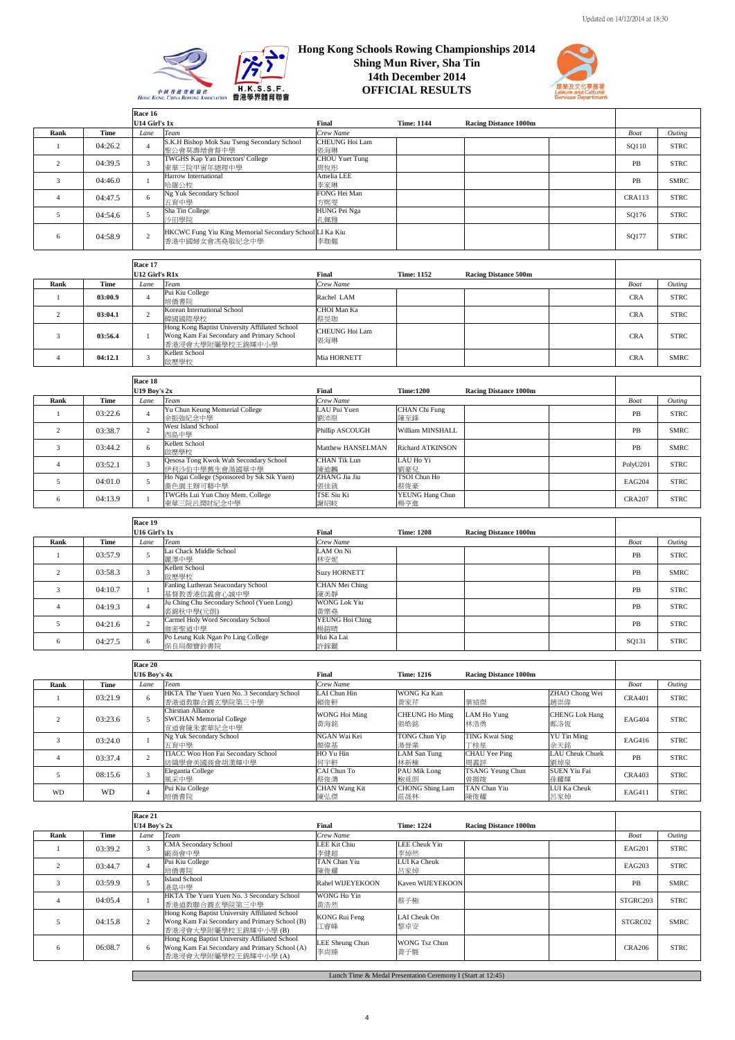Updated on 14/12/2014 at 18:30

# Hong Kong Schools Rowing Championships 2014
## Shing Mun River, Sha Tin
## 14th December 2014
## OFFICIAL RESULTS

### Race 16 — U14 Girl's 1x — Final — Time: 1144 — Racing Distance 1000m

| Rank | Time | Lane | Team | Crew Name | | | | Boat | Outing |
|---|---|---|---|---|---|---|---|---|---|
| 1 | 04:26.2 | 4 | S.K.H Bishop Mok Sau Tseng Secondary School 聖公會莫壽增會督中學 | CHEUNG Hoi Lam 張海琳 | | | | SQ110 | STRC |
| 2 | 04:39.5 | 3 | TWGHS Kap Yan Directors' College 東華三院甲寅年總理中學 | CHOU Yuet Tung 周悅彤 | | | | PB | STRC |
| 3 | 04:46.0 | 1 | Harrow International 哈羅公校 | Amelia LEE 李家琳 | | | | PB | SMRC |
| 4 | 04:47.5 | 6 | Ng Yuk Secondary School 五育中學 | FONG Hei Man 方熙雯 | | | | CRA113 | STRC |
| 5 | 04:54.6 | 5 | Sha Tin College 沙田學院 | HUNG Pei Nga 孔佩雅 | | | | SQ176 | STRC |
| 6 | 04:58.9 | 2 | HKCWC Fung Yiu King Memorial Secondary School 香港中國婦女會馮堯敬紀念中學 | LI Ka Kiu 李珈翹 | | | | SQ177 | STRC |

### Race 17 — U12 Girl's R1x — Final — Time: 1152 — Racing Distance 500m

| Rank | Time | Lane | Team | Crew Name | | | | Boat | Outing |
|---|---|---|---|---|---|---|---|---|---|
| 1 | 03:00.9 | 4 | Pui Kiu College 培僑書院 | Rachel LAM | | | | CRA | STRC |
| 2 | 03:04.1 | 2 | Korean International School 韓國國際學校 | CHOI Man Ka 蔡旻珈 | | | | CRA | STRC |
| 3 | 03:56.4 | 1 | Hong Kong Baptist University Affiliated School Wong Kam Fai Secondary and Primary School 香港浸會大學附屬學校王錦輝中小學 | CHEUNG Hoi Lam 張海琳 | | | | CRA | STRC |
| 4 | 04:12.1 | 3 | Kellett School 啟歷學校 | Mia HORNETT | | | | CRA | SMRC |

### Race 18 — U19 Boy's 2x — Final — Time:1200 — Racing Distance 1000m

| Rank | Time | Lane | Team | Crew Name | | | | Boat | Outing |
|---|---|---|---|---|---|---|---|---|---|
| 1 | 03:22.6 | 4 | Yu Chun Keung Memerial College 余振強紀念中學 | LAU Pui Yuen 劉沛原 | CHAN Chi Fung 陳至鋒 | | | PB | STRC |
| 2 | 03:38.7 | 2 | West Island School 西島中學 | Phillip ASCOUGH | William MINSHALL | | | PB | SMRC |
| 3 | 03:44.2 | 6 | Kellett School 啟歷學校 | Matthew HANSELMAN | Richard ATKINSON | | | PB | SMRC |
| 4 | 03:52.1 | 3 | Qesosa Tong Kwok Wah Secondary School 伊利沙伯中學舊生會湯國華中學 | CHAN Tik Lun 陳迪麟 | LAU Ho Yi 劉豪兒 | | | PolyU201 | STRC |
| 5 | 04:01.0 | 5 | Ho Ngai College (Sponsored by Sik Sik Yuen) 嗇色園主辦可藝中學 | ZHANG Jia Jiu 張佳就 | TSOI Chun Ho 蔡俊豪 | | | EAG204 | STRC |
| 6 | 04:13.9 | 1 | TWGHs Lui Yun Choy Mem. College 東華三院呂潤財紀念中學 | TSE Siu Ki 謝紹岐 | YEUNG Hang Chun 楊亨進 | | | CRA207 | STRC |

### Race 19 — U16 Girl's 1x — Final — Time: 1208 — Racing Distance 1000m

| Rank | Time | Lane | Team | Crew Name | | | | Boat | Outing |
|---|---|---|---|---|---|---|---|---|---|
| 1 | 03:57.9 | 5 | Lai Chack Middle School 麗澤中學 | LAM On Ni 林安妮 | | | | PB | STRC |
| 2 | 03:58.3 | 3 | Kellett School 啟歷學校 | Suzy HORNETT | | | | PB | SMRC |
| 3 | 04:10.7 | 1 | Fanling Lutheran Seacondary School 基督教香港信義會心誠中學 | CHAN Mei Ching 陳美靜 | | | | PB | STRC |
| 4 | 04:19.3 | 4 | Ju Ching Chu Secondary School (Yuen Long) 裘錦秋中學(元朗) | WONG Lok Yiu 黃樂堯 | | | | PB | STRC |
| 5 | 04:21.6 | 2 | Carmel Holy Word Secondary School 迦密聖道中學 | YEUNG Hoi Ching 楊鎧晴 | | | | PB | STRC |
| 6 | 04:27.5 | 6 | Po Leung Kuk Ngan Po Ling College 保良局顏寶鈴書院 | Hui Ka Lai 許鎵麗 | | | | SQ131 | STRC |

### Race 20 — U16 Boy's 4x — Final — Time: 1216 — Racing Distance 1000m

| Rank | Time | Lane | Team | Crew Name | | | | Boat | Outing |
|---|---|---|---|---|---|---|---|---|---|
| 1 | 03:21.9 | 6 | HKTA The Yuen Yuen No. 3 Secondary School 香港道教聯合會圓玄學院第三中學 | LAI Chun Hin 賴俊軒 | WONG Ka Kan 黃家芹 | 葉滺傑 | ZHAO Chong Wei 趙崇偉 | CRA401 | STRC |
| 2 | 03:23.6 | 5 | Chirstian Alliance SWCHAN Memorial College 宣道會陳朱素華紀念中學 | WONG Hoi Ming 黃海銘 | CHEUNG Ho Ming 張皓銘 | LAM Ho Yung 林浩勇 | CHENG Lok Hang 鄭洛恆 | EAG404 | STRC |
| 3 | 03:24.0 | 1 | Ng Yuk Secondary School 五育中學 | NGAN Wai Kei 顏偉基 | TONG Chun Yip 湯晉業 | TING Kwai Sing 丁桂星 | YU Tin Ming 余天銘 | EAG416 | STRC |
| 4 | 03:37.4 | 2 | TIACC Woo Hon Fai Secondary School 紡織學會美國商會胡漢輝中學 | HO Yu Hin 何宇軒 | LAM San Tung 林新棟 | CHAU Yee Ping 周義評 | LAU Cheuk Chuek 劉焯泉 | PB | STRC |
| 5 | 08:15.6 | 3 | Elegantia College 風采中學 | CAI Chun To 蔡俊濤 | PAU Mik Long 鮑覓朗 | TSANG Yeung Chun 曾揚竣 | SUEN Yiu Fai 孫耀輝 | CRA403 | STRC |
| WD | WD | 4 | Pui Kiu College 培僑書院 | CHAN Wang Kit 陳弘傑 | CHONG Shing Lam 莊晟林 | TAN Chan Yiu 陳俊耀 | LUI Ka Cheuk 呂家焯 | EAG411 | STRC |

### Race 21 — U14 Boy's 2x — Final — Time: 1224 — Racing Distance 1000m

| Rank | Time | Lane | Team | Crew Name | | | | Boat | Outing |
|---|---|---|---|---|---|---|---|---|---|
| 1 | 03:39.2 | 3 | CMA Secondary School 廠商會中學 | LEE Kit Chiu 李健超 | LEE Cheuk Yin 李焯然 | | | EAG201 | STRC |
| 2 | 03:44.7 | 4 | Pui Kiu College 培僑書院 | TAN Chan Yiu 陳俊耀 | LUI Ka Cheuk 呂家焯 | | | EAG203 | STRC |
| 3 | 03:59.9 | 5 | Island School 港島中學 | Rahel WIJEYEKOON | Kaven WIJEYEKOON | | | PB | SMRC |
| 4 | 04:05.4 | 1 | HKTA The Yuen Yuen No. 3 Secondary School 香港道教聯合會圓玄學院第三中學 | WONG Ho Yin 黃浩然 | 蔡子楠 | | | STGRC203 | STRC |
| 5 | 04:15.8 | 2 | Hong Kong Baptist University Affiliated School Wong Kam Fai Secondary and Primary School (B) 香港浸會大學附屬學校王錦輝中小學 (B) | KONG Rui Feng 江睿峰 | LAI Cheuk On 黎卓安 | | | STGRC02 | SMRC |
| 6 | 06:08.7 | 6 | Hong Kong Baptist University Affiliated School Wong Kam Fai Secondary and Primary School (A) 香港浸會大學附屬學校王錦輝中小學 (A) | LEE Sheung Chun 李尚臻 | WONG Tsz Chun 黃子駿 | | | CRA206 | STRC |

Lunch Time & Medal Presentation Ceremony I (Start at 12:45)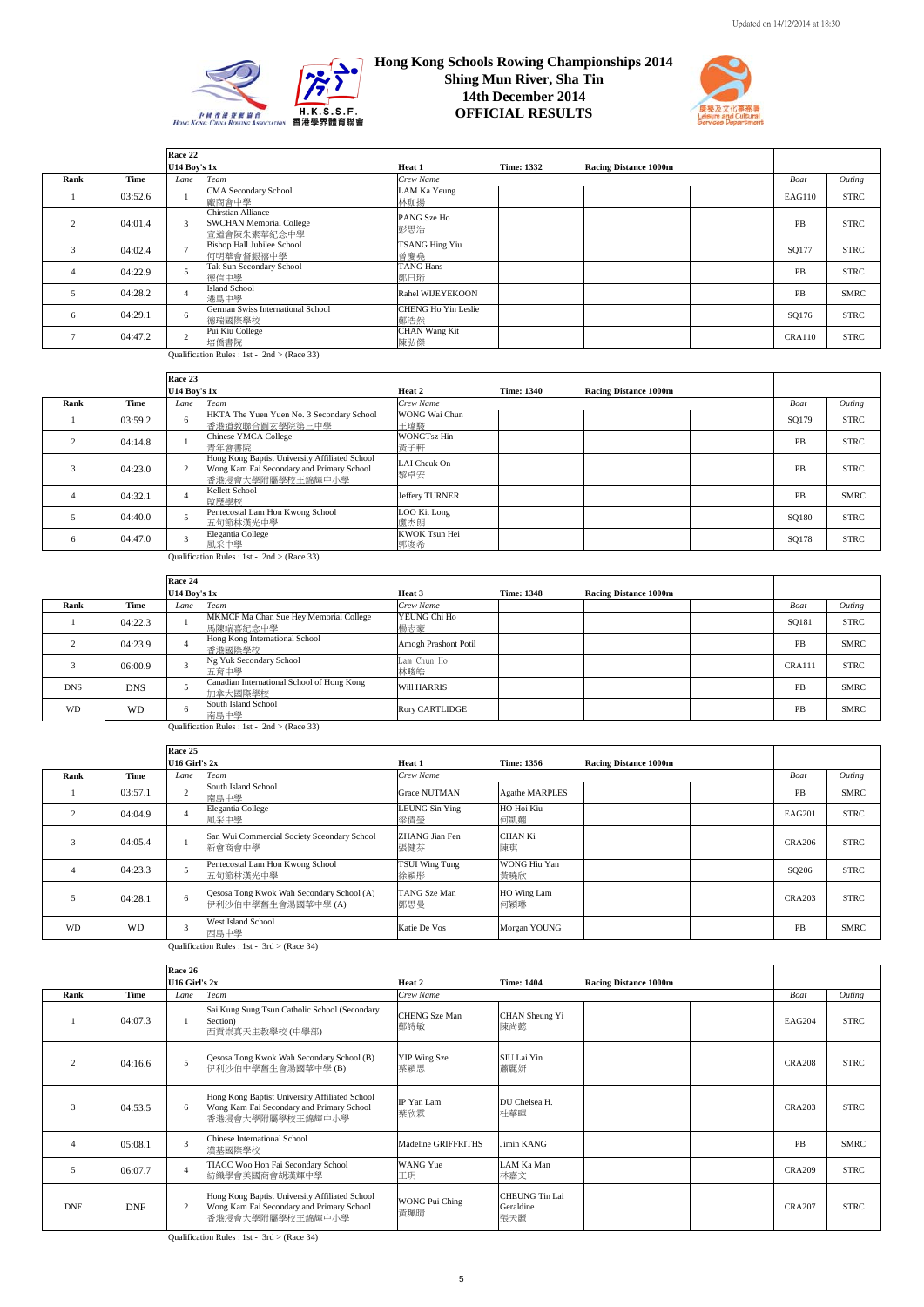Updated on 14/12/2014 at 18:30

# Hong Kong Schools Rowing Championships 2014
## Shing Mun River, Sha Tin
## 14th December 2014
## OFFICIAL RESULTS

### Race 22 — U14 Boy's 1x — Heat 1 — Time: 1332 — Racing Distance 1000m

| Rank | Time | Lane | Team | Crew Name | | | | Boat | Outing |
|---|---|---|---|---|---|---|---|---|---|
| 1 | 03:52.6 | 1 | CMA Secondary School 廠商會中學 | LAM Ka Yeung 林珈揚 | | | | EAG110 | STRC |
| 2 | 04:01.4 | 3 | Chirstian Alliance SWCHAN Memorial College 宣道會陳朱素華紀念中學 | PANG Sze Ho 彭思浩 | | | | PB | STRC |
| 3 | 04:02.4 | 7 | Bishop Hall Jubilee School 何明華會督銀禧中學 | TSANG Hing Yiu 曾慶堯 | | | | SQ177 | STRC |
| 4 | 04:22.9 | 5 | Tak Sun Secondary School 德信中學 | TANG Hans 鄧日珩 | | | | PB | STRC |
| 5 | 04:28.2 | 4 | Island School 港島中學 | Rahel WIJEYEKOON | | | | PB | SMRC |
| 6 | 04:29.1 | 6 | German Swiss International School 德瑞國際學校 | CHENG Ho Yin Leslie 鄭浩然 | | | | SQ176 | STRC |
| 7 | 04:47.2 | 2 | Pui Kiu College 培僑書院 | CHAN Wang Kit 陳弘傑 | | | | CRA110 | STRC |

Qualification Rules : 1st - 2nd > (Race 33)

### Race 23 — U14 Boy's 1x — Heat 2 — Time: 1340 — Racing Distance 1000m

| Rank | Time | Lane | Team | Crew Name | | | | Boat | Outing |
|---|---|---|---|---|---|---|---|---|---|
| 1 | 03:59.2 | 6 | HKTA The Yuen Yuen No. 3 Secondary School 香港道教聯合會圓玄學院第三中學 | WONG Wai Chun 王瑋駿 | | | | SQ179 | STRC |
| 2 | 04:14.8 | 1 | Chinese YMCA College 青年會書院 | WONGTsz Hin 黃子軒 | | | | PB | STRC |
| 3 | 04:23.0 | 2 | Hong Kong Baptist University Affiliated School Wong Kam Fai Secondary and Primary School 香港浸會大學附屬學校王錦輝中小學 | LAI Cheuk On 黎卓安 | | | | PB | STRC |
| 4 | 04:32.1 | 4 | Kellett School 啟歷學校 | Jeffery TURNER | | | | PB | SMRC |
| 5 | 04:40.0 | 5 | Pentecostal Lam Hon Kwong School 五旬節林漢光中學 | LOO Kit Long 盧杰朗 | | | | SQ180 | STRC |
| 6 | 04:47.0 | 3 | Elegantia College 風采中學 | KWOK Tsun Hei 郭浚希 | | | | SQ178 | STRC |

Qualification Rules : 1st - 2nd > (Race 33)

### Race 24 — U14 Boy's 1x — Heat 3 — Time: 1348 — Racing Distance 1000m

| Rank | Time | Lane | Team | Crew Name | | | | Boat | Outing |
|---|---|---|---|---|---|---|---|---|---|
| 1 | 04:22.3 | 1 | MKMCF Ma Chan Sue Hey Memorial College 馬陳端喜紀念中學 | YEUNG Chi Ho 楊志豪 | | | | SQ181 | STRC |
| 2 | 04:23.9 | 4 | Hong Kong International School 香港國際學校 | Amogh Prashont Potil | | | | PB | SMRC |
| 3 | 06:00.9 | 3 | Ng Yuk Secondary School 五育中學 | Lam Chun Ho 林畯皓 | | | | CRA111 | STRC |
| DNS | DNS | 5 | Canadian International School of Hong Kong 加拿大國際學校 | Will HARRIS | | | | PB | SMRC |
| WD | WD | 6 | South Island School 南島中學 | Rory CARTLIDGE | | | | PB | SMRC |

Qualification Rules : 1st - 2nd > (Race 33)

### Race 25 — U16 Girl's 2x — Heat 1 — Time: 1356 — Racing Distance 1000m

| Rank | Time | Lane | Team | Crew Name | | | | Boat | Outing |
|---|---|---|---|---|---|---|---|---|---|
| 1 | 03:57.1 | 2 | South Island School 南島中學 | Grace NUTMAN | Agathe MARPLES | | | PB | SMRC |
| 2 | 04:04.9 | 4 | Elegantia College 風采中學 | LEUNG Sin Ying 梁倩瑩 | HO Hoi Kiu 何凱翹 | | | EAG201 | STRC |
| 3 | 04:05.4 | 1 | San Wui Commercial Society Sceondary School 新會商會中學 | ZHANG Jian Fen 張健芬 | CHAN Ki 陳琪 | | | CRA206 | STRC |
| 4 | 04:23.3 | 5 | Pentecostal Lam Hon Kwong School 五旬節林漢光中學 | TSUI Wing Tung 徐穎彤 | WONG Hiu Yan 黃曉欣 | | | SQ206 | STRC |
| 5 | 04:28.1 | 6 | Qesosa Tong Kwok Wah Secondary School (A) 伊利沙伯中學舊生會湯國華中學 (A) | TANG Sze Man 鄧思曼 | HO Wing Lam 何穎琳 | | | CRA203 | STRC |
| WD | WD | 3 | West Island School 西島中學 | Katie De Vos | Morgan YOUNG | | | PB | SMRC |

Qualification Rules : 1st - 3rd > (Race 34)

### Race 26 — U16 Girl's 2x — Heat 2 — Time: 1404 — Racing Distance 1000m

| Rank | Time | Lane | Team | Crew Name | | | | Boat | Outing |
|---|---|---|---|---|---|---|---|---|---|
| 1 | 04:07.3 | 1 | Sai Kung Sung Tsun Catholic School (Secondary Section) 西貢崇真天主教學校 (中學部) | CHENG Sze Man 鄭詩敏 | CHAN Sheung Yi 陳尚懿 | | | EAG204 | STRC |
| 2 | 04:16.6 | 5 | Qesosa Tong Kwok Wah Secondary School (B) 伊利沙伯中學舊生會湯國華中學 (B) | YIP Wing Sze 葉穎思 | SIU Lai Yin 蕭麗妍 | | | CRA208 | STRC |
| 3 | 04:53.5 | 6 | Hong Kong Baptist University Affiliated School Wong Kam Fai Secondary and Primary School 香港浸會大學附屬學校王錦輝中小學 | IP Yan Lam 葉欣霖 | DU Chelsea H. 杜華暉 | | | CRA203 | STRC |
| 4 | 05:08.1 | 3 | Chinese International School 漢基國際學校 | Madeline GRIFFRITHS | Jimin KANG | | | PB | SMRC |
| 5 | 06:07.7 | 4 | TIACC Woo Hon Fai Secondary School 紡織學會美國商會胡漢輝中學 | WANG Yue 王玥 | LAM Ka Man 林嘉文 | | | CRA209 | STRC |
| DNF | DNF | 2 | Hong Kong Baptist University Affiliated School Wong Kam Fai Secondary and Primary School 香港浸會大學附屬學校王錦輝中小學 | WONG Pui Ching 黃珮晴 | CHEUNG Tin Lai Geraldine 張天麗 | | | CRA207 | STRC |

Qualification Rules : 1st - 3rd > (Race 34)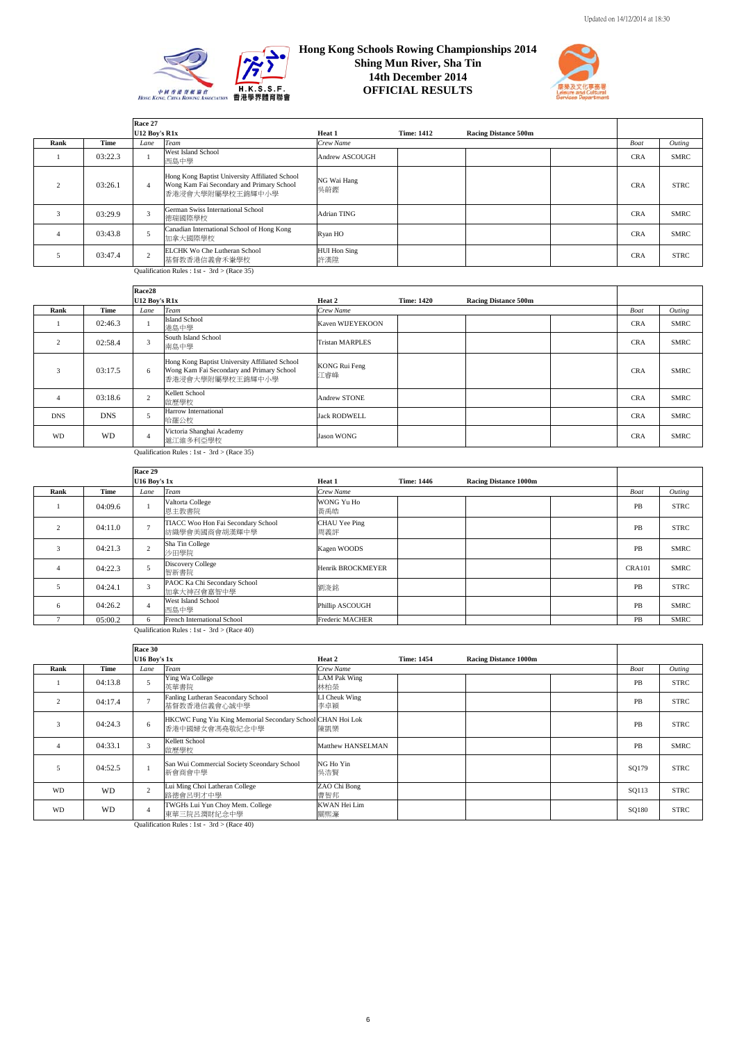Updated on 14/12/2014 at 18:30

# Hong Kong Schools Rowing Championships 2014
## Shing Mun River, Sha Tin
## 14th December 2014
## OFFICIAL RESULTS

**Race 27** — U12 Boy's R1x — Heat 1 — Time: 1412 — Racing Distance 500m

| Rank | Time | Lane | Team | Crew Name | Boat | Outing |
|---|---|---|---|---|---|---|
| 1 | 03:22.3 | 1 | West Island School 西島中學 | Andrew ASCOUGH | CRA | SMRC |
| 2 | 03:26.1 | 4 | Hong Kong Baptist University Affiliated School Wong Kam Fai Secondary and Primary School 香港浸會大學附屬學校王錦輝中小學 | NG Wai Hang 吳蔚鏗 | CRA | STRC |
| 3 | 03:29.9 | 3 | German Swiss International School 德瑞國際學校 | Adrian TING | CRA | SMRC |
| 4 | 03:43.8 | 5 | Canadian International School of Hong Kong 加拿大國際學校 | Ryan HO | CRA | SMRC |
| 5 | 03:47.4 | 2 | ELCHK Wo Che Lutheran School 基督教香港信義會禾輋學校 | HUI Hon Sing 許漢陞 | CRA | STRC |

Qualification Rules : 1st - 3rd > (Race 35)

**Race28** — U12 Boy's R1x — Heat 2 — Time: 1420 — Racing Distance 500m

| Rank | Time | Lane | Team | Crew Name | Boat | Outing |
|---|---|---|---|---|---|---|
| 1 | 02:46.3 | 1 | Island School 港島中學 | Kaven WIJEYEKOON | CRA | SMRC |
| 2 | 02:58.4 | 3 | South Island School 南島中學 | Tristan MARPLES | CRA | SMRC |
| 3 | 03:17.5 | 6 | Hong Kong Baptist University Affiliated School Wong Kam Fai Secondary and Primary School 香港浸會大學附屬學校王錦輝中小學 | KONG Rui Feng 江睿峰 | CRA | SMRC |
| 4 | 03:18.6 | 2 | Kellett School 啟歷學校 | Andrew STONE | CRA | SMRC |
| DNS | DNS | 5 | Harrow International 哈羅公校 | Jack RODWELL | CRA | SMRC |
| WD | WD | 4 | Victoria Shanghai Academy 滬江維多利亞學校 | Jason WONG | CRA | SMRC |

Qualification Rules : 1st - 3rd > (Race 35)

**Race 29** — U16 Boy's 1x — Heat 1 — Time: 1446 — Racing Distance 1000m

| Rank | Time | Lane | Team | Crew Name | Boat | Outing |
|---|---|---|---|---|---|---|
| 1 | 04:09.6 | 1 | Valtorta College 恩主教書院 | WONG Yu Ho 黃禹皓 | PB | STRC |
| 2 | 04:11.0 | 7 | TIACC Woo Hon Fai Secondary School 紡織學會美國商會胡漢輝中學 | CHAU Yee Ping 周義評 | PB | STRC |
| 3 | 04:21.3 | 2 | Sha Tin College 沙田學院 | Kagen WOODS | PB | SMRC |
| 4 | 04:22.3 | 5 | Discovery College 智新書院 | Henrik BROCKMEYER | CRA101 | SMRC |
| 5 | 04:24.1 | 3 | PAOC Ka Chi Secondary School 加拿大神召會嘉智中學 | 劉浚銘 | PB | STRC |
| 6 | 04:26.2 | 4 | West Island School 西島中學 | Phillip ASCOUGH | PB | SMRC |
| 7 | 05:00.2 | 6 | French International School | Frederic MACHER | PB | SMRC |

Qualification Rules : 1st - 3rd > (Race 40)

**Race 30** — U16 Boy's 1x — Heat 2 — Time: 1454 — Racing Distance 1000m

| Rank | Time | Lane | Team | Crew Name | Boat | Outing |
|---|---|---|---|---|---|---|
| 1 | 04:13.8 | 5 | Ying Wa College 英華書院 | LAM Pak Wing 林柏榮 | PB | STRC |
| 2 | 04:17.4 | 7 | Fanling Lutheran Seacondary School 基督教香港信義會心誠中學 | LI Cheuk Wing 李卓穎 | PB | STRC |
| 3 | 04:24.3 | 6 | HKCWC Fung Yiu King Memorial Secondary School 香港中國婦女會馮堯敬紀念中學 | CHAN Hoi Lok 陳凱樂 | PB | STRC |
| 4 | 04:33.1 | 3 | Kellett School 啟歷學校 | Matthew HANSELMAN | PB | SMRC |
| 5 | 04:52.5 | 1 | San Wui Commercial Society Sceondary School 新會商會中學 | NG Ho Yin 吳浩賢 | SQ179 | STRC |
| WD | WD | 2 | Lui Ming Choi Latheran College 路德會呂明才中學 | ZAO Chi Bong 曹智邦 | SQ113 | STRC |
| WD | WD | 4 | TWGHs Lui Yun Choy Mem. College 東華三院呂潤財紀念中學 | KWAN Hei Lim 關熙濂 | SQ180 | STRC |

Qualification Rules : 1st - 3rd > (Race 40)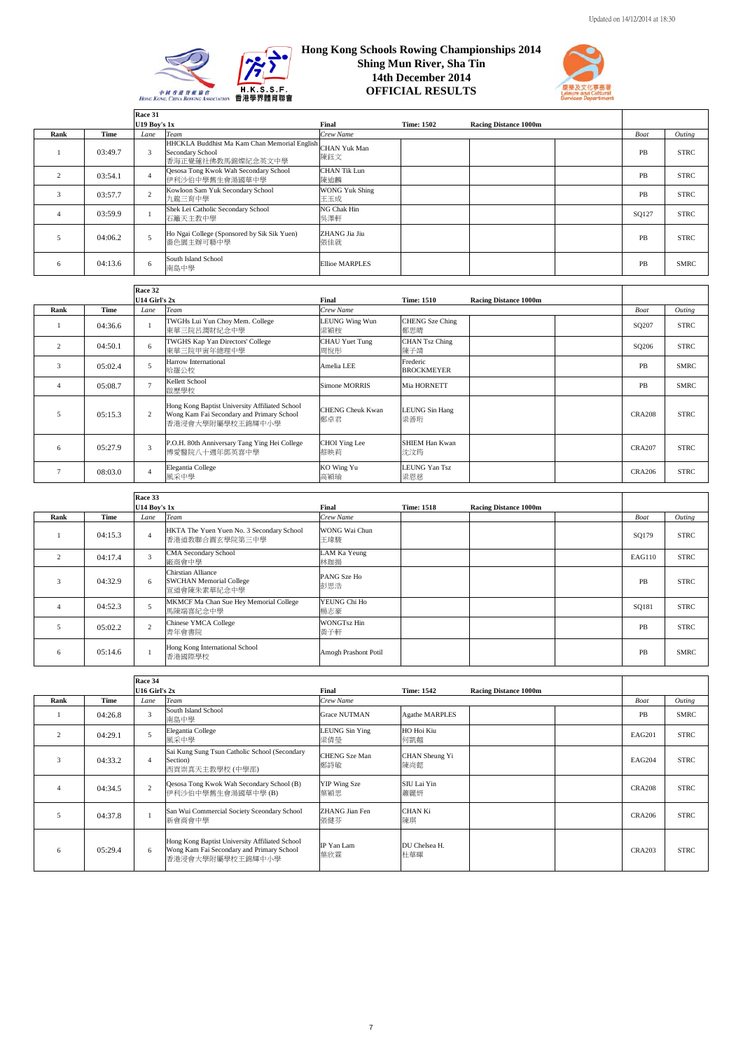Updated on 14/12/2014 at 18:30

# Hong Kong Schools Rowing Championships 2014
## Shing Mun River, Sha Tin
## 14th December 2014
## OFFICIAL RESULTS

**Race 31** — U19 Boy's 1x — Final — Time: 1502 — Racing Distance 1000m

| Rank | Time | Lane | Team | Crew Name | | | | Boat | Outing |
|---|---|---|---|---|---|---|---|---|---|
| 1 | 03:49.7 | 3 | HHCKLA Buddhist Ma Kam Chan Memorial English Secondary School 香海正覺蓮社佛教馬錦燦紀念英文中學 | CHAN Yuk Man 陳鈺文 | | | | PB | STRC |
| 2 | 03:54.1 | 4 | Qesosa Tong Kwok Wah Secondary School 伊利沙伯中學舊生會湯國華中學 | CHAN Tik Lun 陳迪麟 | | | | PB | STRC |
| 3 | 03:57.7 | 2 | Kowloon Sam Yuk Secondary School 九龍三育中學 | WONG Yuk Shing 王玉成 | | | | PB | STRC |
| 4 | 03:59.9 | 1 | Shek Lei Catholic Secondary School 石籬天主教中學 | NG Chak Hin 吳澤軒 | | | | SQ127 | STRC |
| 5 | 04:06.2 | 5 | Ho Ngai College (Sponsored by Sik Sik Yuen) 嗇色園主辦可藝中學 | ZHANG Jia Jiu 張佳就 | | | | PB | STRC |
| 6 | 04:13.6 | 6 | South Island School 南島中學 | Ellioe MARPLES | | | | PB | SMRC |

**Race 32** — U14 Girl's 2x — Final — Time: 1510 — Racing Distance 1000m

| Rank | Time | Lane | Team | Crew Name | | | | Boat | Outing |
|---|---|---|---|---|---|---|---|---|---|
| 1 | 04:36.6 | 1 | TWGHs Lui Yun Choy Mem. College 東華三院呂潤財紀念中學 | LEUNG Wing Wun 梁穎桉 | CHENG Sze Ching 鄭思晴 | | | SQ207 | STRC |
| 2 | 04:50.1 | 6 | TWGHS Kap Yan Directors' College 東華三院甲寅年總理中學 | CHAU Yuet Tung 周悅彤 | CHAN Tsz Ching 陳子靖 | | | SQ206 | STRC |
| 3 | 05:02.4 | 5 | Harrow International 哈羅公校 | Amelia LEE | Frederic BROCKMEYER | | | PB | SMRC |
| 4 | 05:08.7 | 7 | Kellett School 啟歷學校 | Simone MORRIS | Mia HORNETT | | | PB | SMRC |
| 5 | 05:15.3 | 2 | Hong Kong Baptist University Affiliated School Wong Kam Fai Secondary and Primary School 香港浸會大學附屬學校王錦輝中小學 | CHENG Cheuk Kwan 鄭卓君 | LEUNG Sin Hang 梁善珩 | | | CRA208 | STRC |
| 6 | 05:27.9 | 3 | P.O.H. 80th Anniversary Tang Ying Hei College 博愛醫院八十週年鄧英喜中學 | CHOI Ying Lee 蔡映莉 | SHIEM Han Kwan 沈汶筠 | | | CRA207 | STRC |
| 7 | 08:03.0 | 4 | Elegantia College 風采中學 | KO Wing Yu 高穎瑜 | LEUNG Yan Tsz 梁恩慈 | | | CRA206 | STRC |

**Race 33** — U14 Boy's 1x — Final — Time: 1518 — Racing Distance 1000m

| Rank | Time | Lane | Team | Crew Name | | | | Boat | Outing |
|---|---|---|---|---|---|---|---|---|---|
| 1 | 04:15.3 | 4 | HKTA The Yuen Yuen No. 3 Secondary School 香港道教聯合圓玄學院第三中學 | WONG Wai Chun 王瑋駿 | | | | SQ179 | STRC |
| 2 | 04:17.4 | 3 | CMA Secondary School 廠商會中學 | LAM Ka Yeung 林珈揚 | | | | EAG110 | STRC |
| 3 | 04:32.9 | 6 | Chirstian Alliance SWCHAN Memorial College 宣道會陳朱素華紀念中學 | PANG Sze Ho 彭思浩 | | | | PB | STRC |
| 4 | 04:52.3 | 5 | MKMCF Ma Chan Sue Hey Memorial College 馬陳端喜紀念中學 | YEUNG Chi Ho 楊志豪 | | | | SQ181 | STRC |
| 5 | 05:02.2 | 2 | Chinese YMCA College 青年會書院 | WONGTsz Hin 黃子軒 | | | | PB | STRC |
| 6 | 05:14.6 | 1 | Hong Kong International School 香港國際學校 | Amogh Prashont Potil | | | | PB | SMRC |

**Race 34** — U16 Girl's 2x — Final — Time: 1542 — Racing Distance 1000m

| Rank | Time | Lane | Team | Crew Name | | | | Boat | Outing |
|---|---|---|---|---|---|---|---|---|---|
| 1 | 04:26.8 | 3 | South Island School 南島中學 | Grace NUTMAN | Agathe MARPLES | | | PB | SMRC |
| 2 | 04:29.1 | 5 | Elegantia College 風采中學 | LEUNG Sin Ying 梁倩瑩 | HO Hoi Kiu 何凱翹 | | | EAG201 | STRC |
| 3 | 04:33.2 | 4 | Sai Kung Sung Tsun Catholic School (Secondary Section) 西貢崇真天主教學校 (中學部) | CHENG Sze Man 鄭詩敏 | CHAN Sheung Yi 陳尚懿 | | | EAG204 | STRC |
| 4 | 04:34.5 | 2 | Qesosa Tong Kwok Wah Secondary School (B) 伊利沙伯中學舊生會湯國華中學 (B) | YIP Wing Sze 葉穎思 | SIU Lai Yin 蕭麗妍 | | | CRA208 | STRC |
| 5 | 04:37.8 | 1 | San Wui Commercial Society Sceondary School 新會商會中學 | ZHANG Jian Fen 張健芬 | CHAN Ki 陳琪 | | | CRA206 | STRC |
| 6 | 05:29.4 | 6 | Hong Kong Baptist University Affiliated School Wong Kam Fai Secondary and Primary School 香港浸會大學附屬學校王錦輝中小學 | IP Yan Lam 葉欣霖 | DU Chelsea H. 杜華暉 | | | CRA203 | STRC |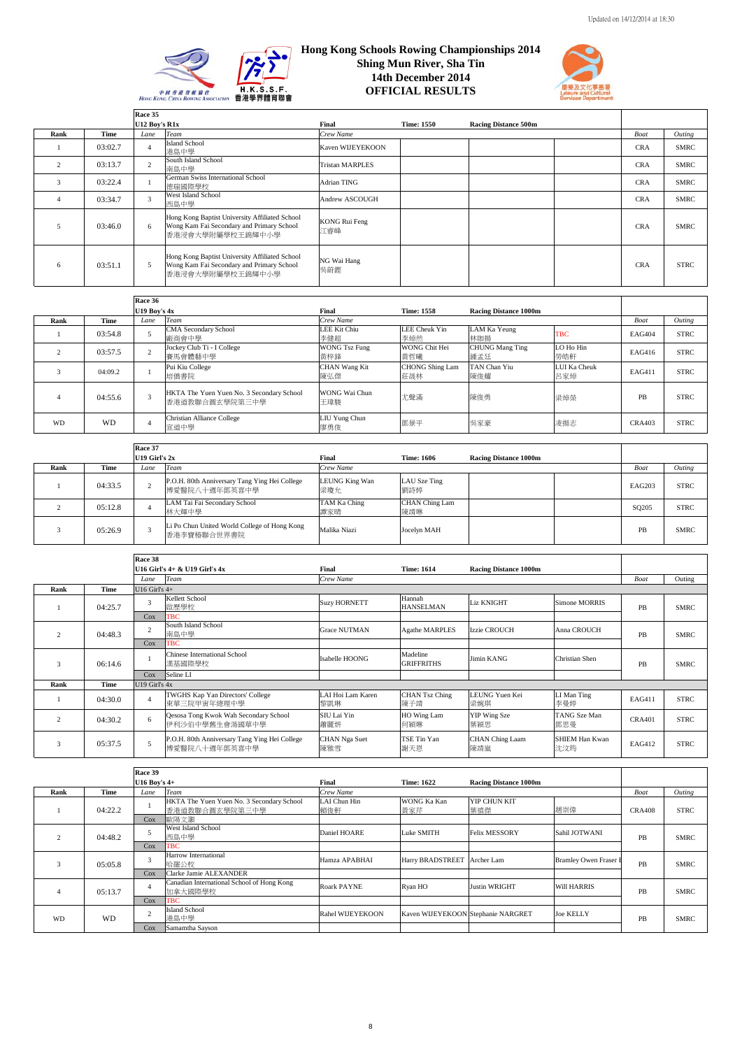Updated on 14/12/2014 at 18:30

# Hong Kong Schools Rowing Championships 2014
## Shing Mun River, Sha Tin
## 14th December 2014
## OFFICIAL RESULTS

### Race 35 — U12 Boy's R1x — Final — Time: 1550 — Racing Distance 500m

| Rank | Time | Lane | Team | Crew Name | | | | Boat | Outing |
|---|---|---|---|---|---|---|---|---|---|
| 1 | 03:02.7 | 4 | Island School 港島中學 | Kaven WIJEYEKOON | | | | CRA | SMRC |
| 2 | 03:13.7 | 2 | South Island School 南島中學 | Tristan MARPLES | | | | CRA | SMRC |
| 3 | 03:22.4 | 1 | German Swiss International School 德瑞國際學校 | Adrian TING | | | | CRA | SMRC |
| 4 | 03:34.7 | 3 | West Island School 西島中學 | Andrew ASCOUGH | | | | CRA | SMRC |
| 5 | 03:46.0 | 6 | Hong Kong Baptist University Affiliated School Wong Kam Fai Secondary and Primary School 香港浸會大學附屬學校王錦輝中小學 | KONG Rui Feng 江睿峰 | | | | CRA | SMRC |
| 6 | 03:51.1 | 5 | Hong Kong Baptist University Affiliated School Wong Kam Fai Secondary and Primary School 香港浸會大學附屬學校王錦輝中小學 | NG Wai Hang 吳蔚鏗 | | | | CRA | STRC |

### Race 36 — U19 Boy's 4x — Final — Time: 1558 — Racing Distance 1000m

| Rank | Time | Lane | Team | Crew Name | | | | Boat | Outing |
|---|---|---|---|---|---|---|---|---|---|
| 1 | 03:54.8 | 5 | CMA Secondary School 廠商會中學 | LEE Kit Chiu 李健超 | LEE Cheuk Yin 李焯然 | LAM Ka Yeung 林珈揚 | TBC | EAG404 | STRC |
| 2 | 03:57.5 | 2 | Jockey Club Ti - I College 賽馬會體藝中學 | WONG Tsz Fung 黃梓鋒 | WONG Chit Hei 黃哲曦 | CHUNG Mang Ting 鍾孟廷 | LO Ho Hin 勞皓軒 | EAG416 | STRC |
| 3 | 04:09.2 | 1 | Pui Kiu College 培僑書院 | CHAN Wang Kit 陳弘傑 | CHONG Shing Lam 莊晟林 | TAN Chan Yiu 陳俊耀 | LUI Ka Cheuk 呂家焯 | EAG411 | STRC |
| 4 | 04:55.6 | 3 | HKTA The Yuen Yuen No. 3 Secondary School 香港道教聯合圓玄學院第三中學 | WONG Wai Chun 王瑋駿 | 尤聲滿 | 陳俊勇 | 梁焯榮 | PB | STRC |
| WD | WD | 4 | Christian Alliance College 宣道中學 | LIU Yung Chun 廖勇俊 | 鄧景平 | 吳家豪 | 凌揚志 | CRA403 | STRC |

### Race 37 — U19 Girl's 2x — Final — Time: 1606 — Racing Distance 1000m

| Rank | Time | Lane | Team | Crew Name | | | | Boat | Outing |
|---|---|---|---|---|---|---|---|---|---|
| 1 | 04:33.5 | 2 | P.O.H. 80th Anniversary Tang Ying Hei College 博愛醫院八十週年鄧英喜中學 | LEUNG King Wan 梁瓊允 | LAU Sze Ting 劉詩婷 | | | EAG203 | STRC |
| 2 | 05:12.8 | 4 | LAM Tai Fai Secondary School 林大輝中學 | TAM Ka Ching 譚家晴 | CHAN Ching Lam 陳靖琳 | | | SQ205 | STRC |
| 3 | 05:26.9 | 3 | Li Po Chun United World College of Hong Kong 香港李寶椿聯合世界書院 | Malika Niazi | Jocelyn MAH | | | PB | SMRC |

### Race 38 — U16 Girl's 4+ & U19 Girl's 4x — Final — Time: 1614 — Racing Distance 1000m

| Rank | Time | Lane | Team | Crew Name | | | | Boat | Outing |
|---|---|---|---|---|---|---|---|---|---|
| | | U16 Girl's 4+ | | | | | | | |
| 1 | 04:25.7 | 3 | Kellett School 啟歷學校 | Suzy HORNETT | Hannah HANSELMAN | Liz KNIGHT | Simone MORRIS | PB | SMRC |
| | | Cox | TBC | | | | | | |
| 2 | 04:48.3 | 2 | South Island School 南島中學 | Grace NUTMAN | Agathe MARPLES | Izzie CROUCH | Anna CROUCH | PB | SMRC |
| | | Cox | TBC | | | | | | |
| 3 | 06:14.6 | 1 | Chinese International School 漢基國際學校 | Isabelle HOONG | Madeline GRIFFRITHS | Jimin KANG | Christian Shen | PB | SMRC |
| | | Cox | Seline LI | | | | | | |
| | | U19 Girl's 4x | | | | | | | |
| 1 | 04:30.0 | 4 | TWGHS Kap Yan Directors' College 東華三院甲寅年總理中學 | LAI Hoi Lam Karen 黎凱琳 | CHAN Tsz Ching 陳子靖 | LEUNG Yuen Kei 梁婉琪 | LI Man Ting 李曼婷 | EAG411 | STRC |
| 2 | 04:30.2 | 6 | Qesosa Tong Kwok Wah Secondary School 伊利沙伯中學舊生會湯國華中學 | SIU Lai Yin 蕭麗妍 | HO Wing Lam 何穎琳 | YIP Wing Sze 葉穎思 | TANG Sze Man 鄧思曼 | CRA401 | STRC |
| 3 | 05:37.5 | 5 | P.O.H. 80th Anniversary Tang Ying Hei College 博愛醫院八十週年鄧英喜中學 | CHAN Nga Suet 陳雅雪 | TSE Tin Yan 謝天恩 | CHAN Ching Laam 陳靖嵐 | SHIEM Han Kwan 沈汶筠 | EAG412 | STRC |

### Race 39 — U16 Boy's 4+ — Final — Time: 1622 — Racing Distance 1000m

| Rank | Time | Lane | Team | Crew Name | | | | Boat | Outing |
|---|---|---|---|---|---|---|---|---|---|
| 1 | 04:22.2 | 1 | HKTA The Yuen Yuen No. 3 Secondary School 香港道教聯合圓玄學院第三中學 | LAI Chun Hin 賴俊軒 | WONG Ka Kan 黃家芹 | YIP CHUN KIT 葉濬傑 | 趙崇偉 | CRA408 | STRC |
| | | Cox | 歐陽文灝 | | | | | | |
| 2 | 04:48.2 | 5 | West Island School 西島中學 | Daniel HOARE | Luke SMITH | Felix MESSORY | Sahil JOTWANI | PB | SMRC |
| | | Cox | TBC | | | | | | |
| 3 | 05:05.8 | 3 | Harrow International 哈羅公校 | Hamza APABHAI | Harry BRADSTREET | Archer Lam | Bramley Owen Fraser I | PB | SMRC |
| | | Cox | Clarke Jamie ALEXANDER | | | | | | |
| 4 | 05:13.7 | 4 | Canadian International School of Hong Kong 加拿大國際學校 | Roark PAYNE | Ryan HO | Justin WRIGHT | Will HARRIS | PB | SMRC |
| | | Cox | TBC | | | | | | |
| WD | WD | 2 | Island School 港島中學 | Rahel WIJEYEKOON | Kaven WIJEYEKOON | Stephanie NARGRET | Joe KELLY | PB | SMRC |
| | | Cox | Samamtha Sayson | | | | | | |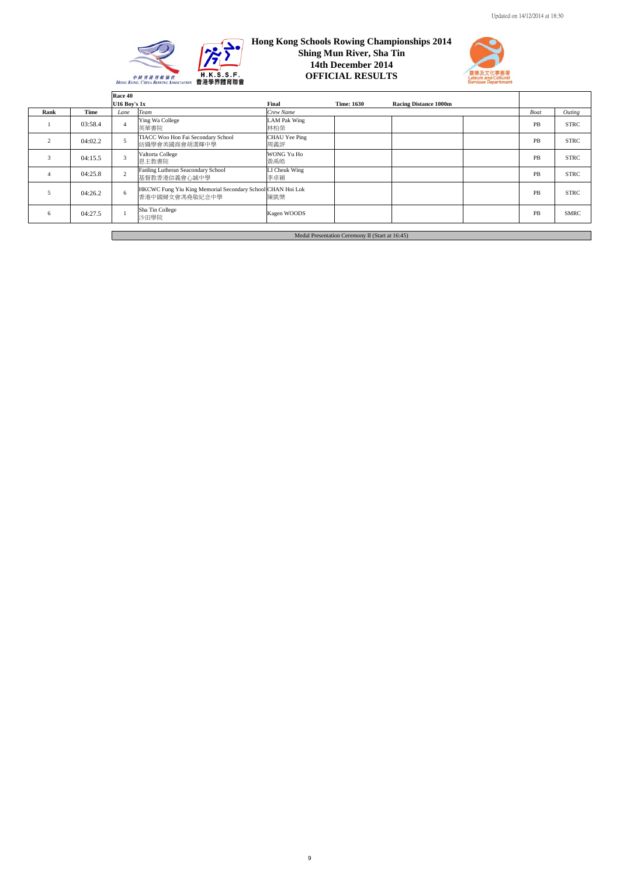Updated on 14/12/2014 at 18:30

# Hong Kong Schools Rowing Championships 2014
## Shing Mun River, Sha Tin
## 14th December 2014
## OFFICIAL RESULTS

**Race 40**

| | | **U16 Boy's 1x** | | **Final** | **Time: 1630** | **Racing Distance 1000m** | | | |
|---|---|---|---|---|---|---|---|---|---|
| **Rank** | **Time** | *Lane* | *Team* | *Crew Name* | | | | *Boat* | *Outing* |
| 1 | 03:58.4 | 4 | Ying Wa College 英華書院 | LAM Pak Wing 林柏榮 | | | | PB | STRC |
| 2 | 04:02.2 | 5 | TIACC Woo Hon Fai Secondary School 紡織學會美國商會胡漢輝中學 | CHAU Yee Ping 周義評 | | | | PB | STRC |
| 3 | 04:15.5 | 3 | Valtorta College 恩主教書院 | WONG Yu Ho 黃禹皓 | | | | PB | STRC |
| 4 | 04:25.8 | 2 | Fanling Lutheran Seacondary School 基督教香港信義會心誠中學 | LI Cheuk Wing 李卓穎 | | | | PB | STRC |
| 5 | 04:26.2 | 6 | HKCWC Fung Yiu King Memorial Secondary School 香港中國婦女會馮堯敬紀念中學 | CHAN Hoi Lok 陳凱樂 | | | | PB | STRC |
| 6 | 04:27.5 | 1 | Sha Tin College 沙田學院 | Kagen WOODS | | | | PB | SMRC |

Medal Presentation Ceremony II (Start at 16:45)